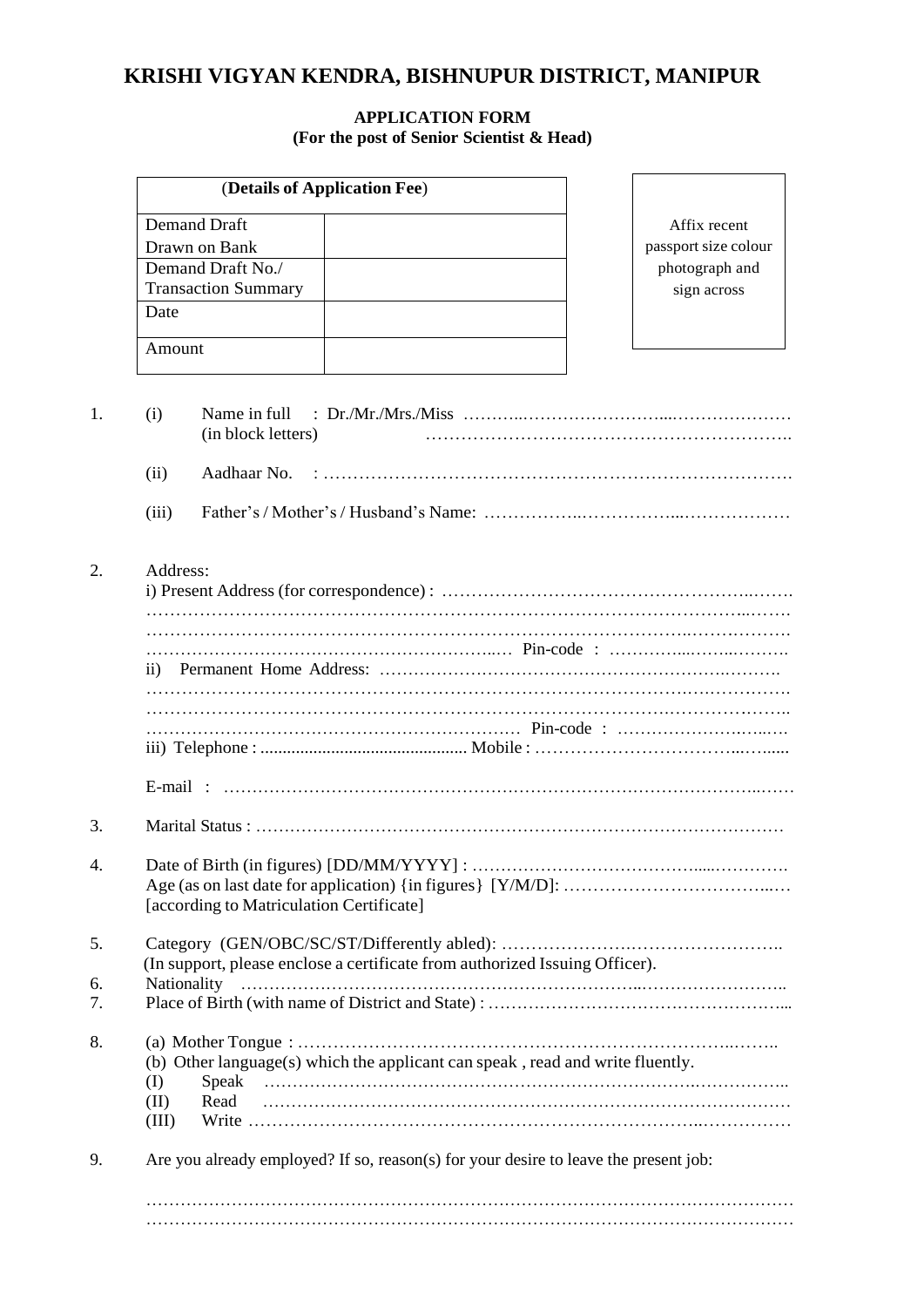# KRISHI VIGYAN KENDRA, BISHNUPUR DISTRICT, MANIPUR

**APPLICATION FORM**
**(For the post of Senior Scientist & Head)**

| (**Details of Application Fee**) | |
|---|---|
| Demand Draft Drawn on Bank | |
| Demand Draft No./ Transaction Summary | |
| Date | |
| Amount | |

Affix recent passport size colour photograph and sign across

1. (i) Name in full : Dr./Mr./Mrs./Miss ……………………………………………………
   (in block letters) ……………………………………………………

   (ii) Aadhaar No. : ……………………………………………………………………

   (iii) Father's / Mother's / Husband's Name: ……………………………………………

2. Address:
   i) Present Address (for correspondence) : ……………………………………………………
   ……………………………………………………………………………………………
   ……………………………………………………………………………………………
   …………………………………………………… Pin-code : ……………………………
   ii) Permanent Home Address: ……………………………………………………………
   ……………………………………………………………………………………………
   ……………………………………………………………………………………………
   …………………………………………………… Pin-code : ……………………………
   iii) Telephone : .............................................. Mobile : ……………………………………

   E-mail : ……………………………………………………………………………………

3. Marital Status : ……………………………………………………………………………

4. Date of Birth (in figures) [DD/MM/YYYY] : ……………………………………………
   Age (as on last date for application) {in figures} [Y/M/D]: ……………………………
   [according to Matriculation Certificate]

5. Category (GEN/OBC/SC/ST/Differently abled): ……………………………………………
   (In support, please enclose a certificate from authorized Issuing Officer).

6. Nationality ……………………………………………………………………………………

7. Place of Birth (with name of District and State) : ……………………………………………

8. (a) Mother Tongue : ……………………………………………………………………………
   (b) Other language(s) which the applicant can speak , read and write fluently.
   (I) Speak ……………………………………………………………………………………
   (II) Read ……………………………………………………………………………………
   (III) Write ……………………………………………………………………………………

9. Are you already employed? If so, reason(s) for your desire to leave the present job:

   ……………………………………………………………………………………………………
   ……………………………………………………………………………………………………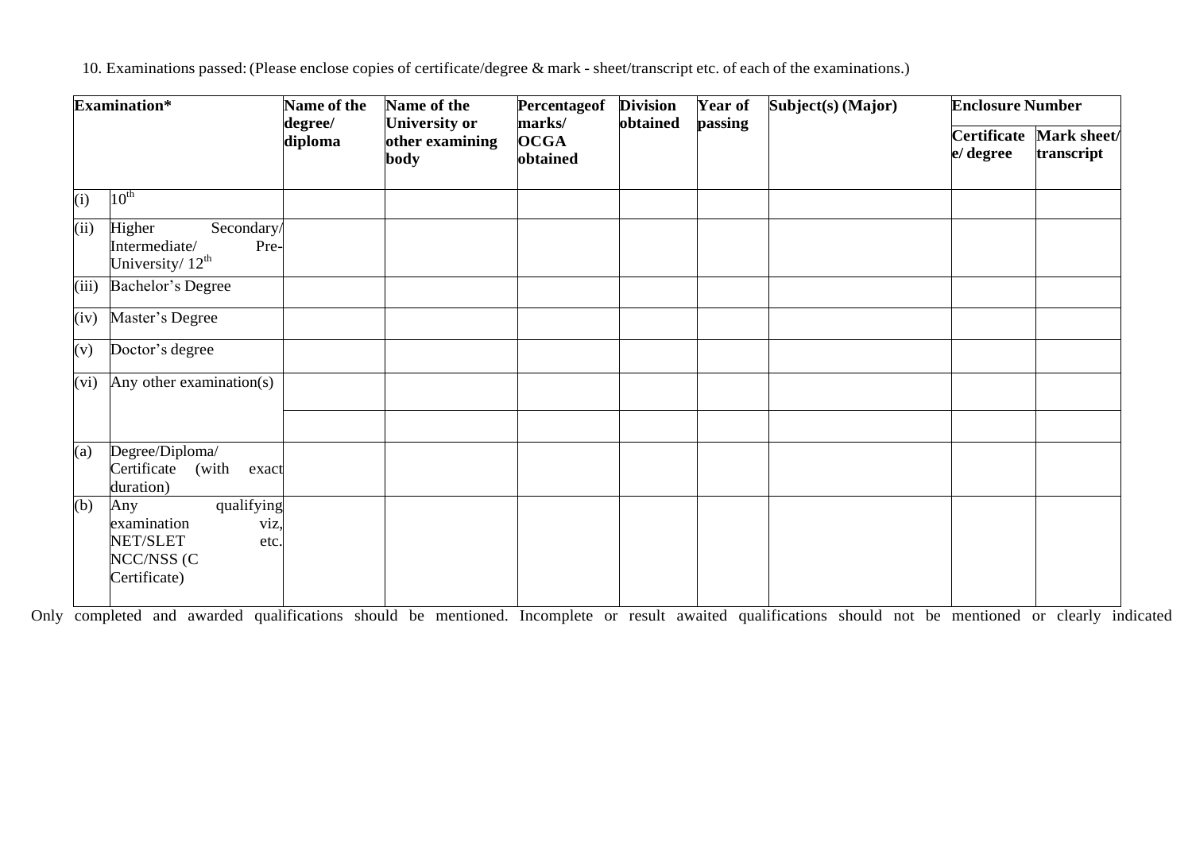10. Examinations passed: (Please enclose copies of certificate/degree & mark - sheet/transcript etc. of each of the examinations.)

| Examination* | | Name of the degree/ diploma | Name of the University or other examining body | Percentageof marks/ OCGA obtained | Division obtained | Year of passing | Subject(s) (Major) | Enclosure Number | |
|---|---|---|---|---|---|---|---|---|---|
| | | | | | | | | Certificate e/ degree | Mark sheet/ transcript |
| (i) | $10^{th}$ | | | | | | | | |
| (ii) | Higher Secondary/ Intermediate/ Pre-University/ $12^{th}$ | | | | | | | | |
| (iii) | Bachelor's Degree | | | | | | | | |
| (iv) | Master's Degree | | | | | | | | |
| (v) | Doctor's degree | | | | | | | | |
| (vi) | Any other examination(s) | | | | | | | | |
| | | | | | | | | | |
| (a) | Degree/Diploma/ Certificate (with exact duration) | | | | | | | | |
| (b) | Any qualifying examination viz, NET/SLET etc. NCC/NSS (C Certificate) | | | | | | | | |

Only completed and awarded qualifications should be mentioned. Incomplete or result awaited qualifications should not be mentioned or clearly indicated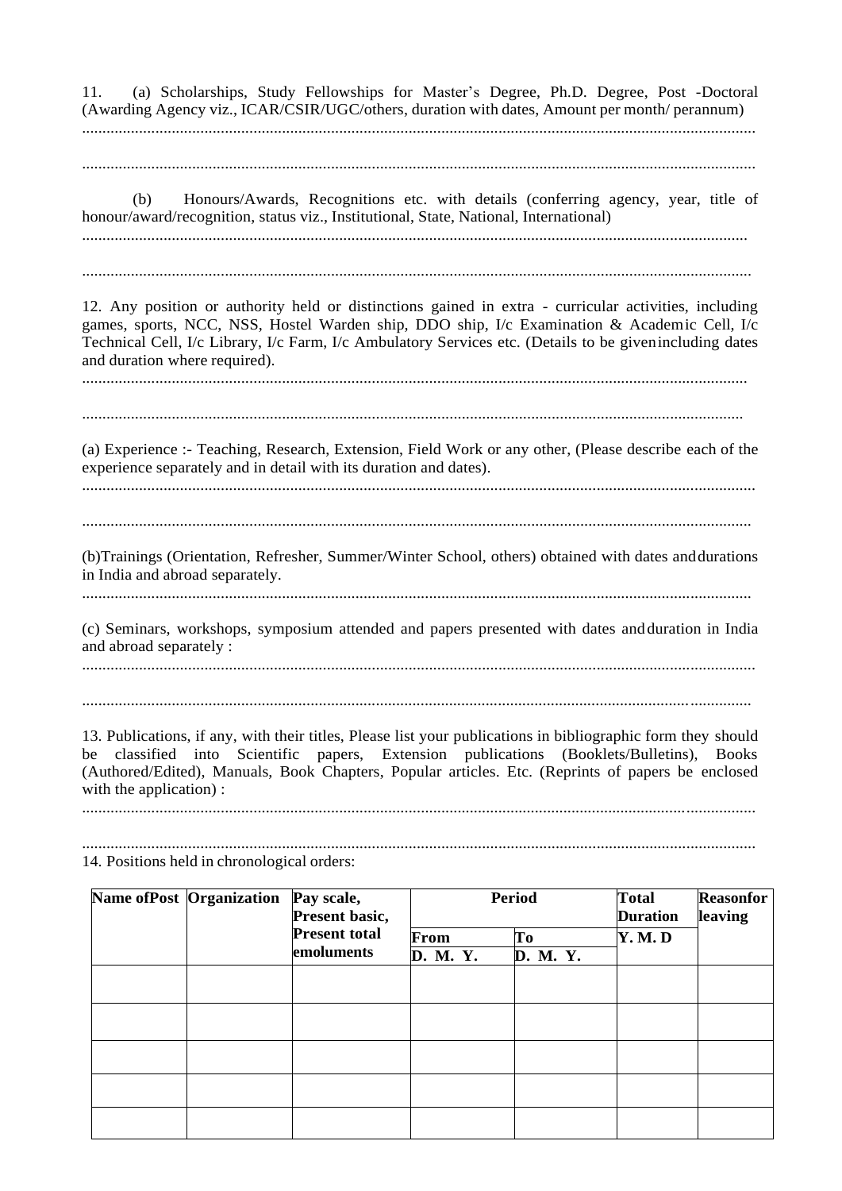11. (a) Scholarships, Study Fellowships for Master's Degree, Ph.D. Degree, Post -Doctoral (Awarding Agency viz., ICAR/CSIR/UGC/others, duration with dates, Amount per month/ perannum)

..................................................................................................................................................................

..................................................................................................................................................................

(b) Honours/Awards, Recognitions etc. with details (conferring agency, year, title of honour/award/recognition, status viz., Institutional, State, National, International)

..................................................................................................................................................................

..................................................................................................................................................................

12. Any position or authority held or distinctions gained in extra - curricular activities, including games, sports, NCC, NSS, Hostel Warden ship, DDO ship, I/c Examination & Academic Cell, I/c Technical Cell, I/c Library, I/c Farm, I/c Ambulatory Services etc. (Details to be givenincluding dates and duration where required).

..................................................................................................................................................................

..................................................................................................................................................................

(a) Experience :- Teaching, Research, Extension, Field Work or any other, (Please describe each of the experience separately and in detail with its duration and dates).

..................................................................................................................................................................

..................................................................................................................................................................

(b)Trainings (Orientation, Refresher, Summer/Winter School, others) obtained with dates anddurations in India and abroad separately.

..................................................................................................................................................................

(c) Seminars, workshops, symposium attended and papers presented with dates andduration in India and abroad separately :

..................................................................................................................................................................

..................................................................................................................................................................

13. Publications, if any, with their titles, Please list your publications in bibliographic form they should be classified into Scientific papers, Extension publications (Booklets/Bulletins), Books (Authored/Edited), Manuals, Book Chapters, Popular articles. Etc. (Reprints of papers be enclosed with the application) :

..................................................................................................................................................................

..................................................................................................................................................................

14. Positions held in chronological orders:

| Name ofPost | Organization | Pay scale, Present basic, Present total emoluments | Period | | Total Duration | Reasonfor leaving |
|---|---|---|---|---|---|---|
| | | | From D. M. Y. | To D. M. Y. | Y. M. D | |
| | | | | | | |
| | | | | | | |
| | | | | | | |
| | | | | | | |
| | | | | | | |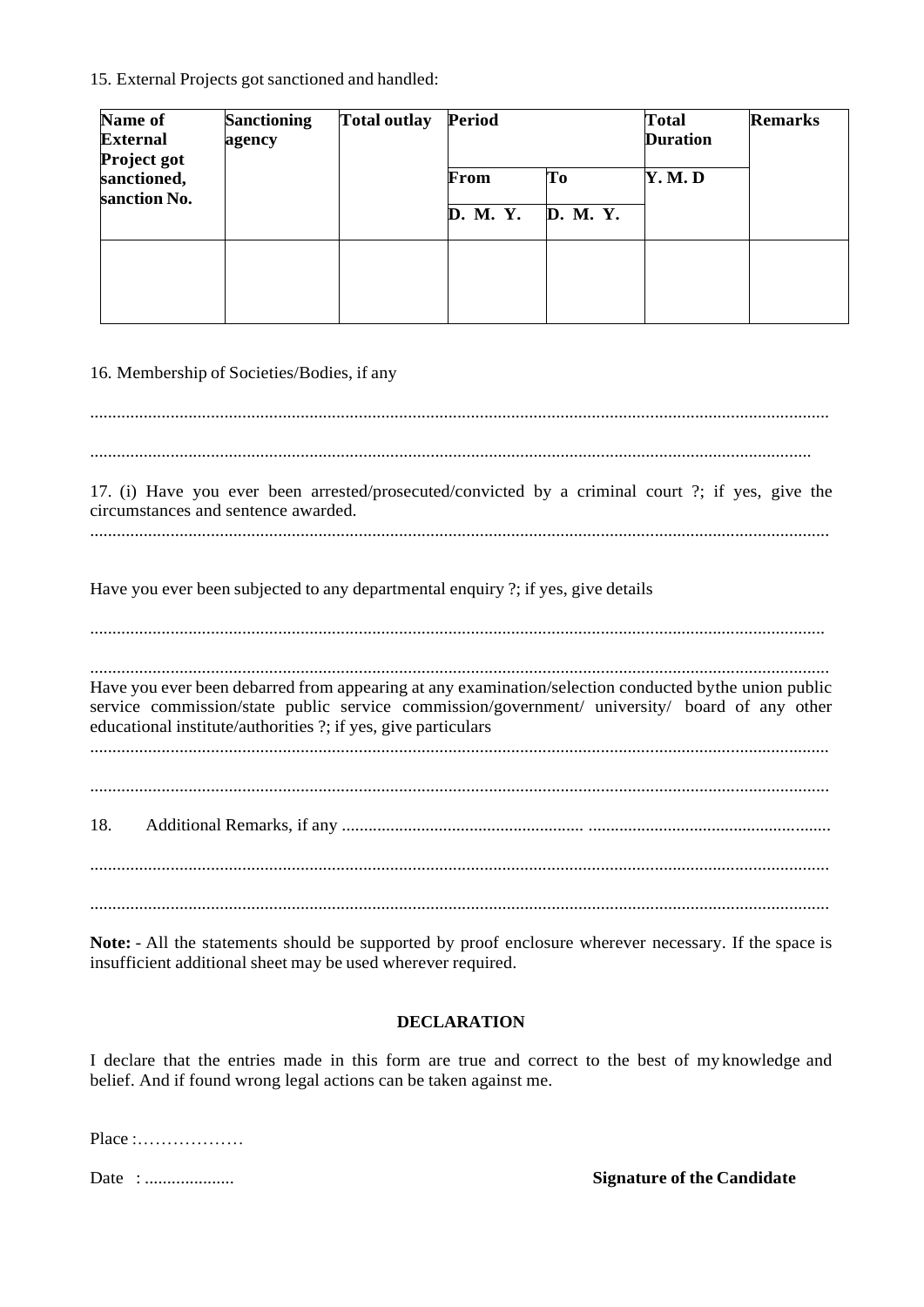15. External Projects got sanctioned and handled:

| Name of External Project got sanctioned, sanction No. | Sanctioning agency | Total outlay | Period | | Total Duration | Remarks |
|---|---|---|---|---|---|---|
| | | | From | To | Y. M. D | |
| | | | D. M. Y. | D. M. Y. | | |
| | | | | | | |

16. Membership of Societies/Bodies, if any

..................................................................................................................................................

..............................................................................................................................................

17. (i) Have you ever been arrested/prosecuted/convicted by a criminal court ?; if yes, give the circumstances and sentence awarded.

..................................................................................................................................................

Have you ever been subjected to any departmental enquiry ?; if yes, give details

..................................................................................................................................................

..................................................................................................................................................

Have you ever been debarred from appearing at any examination/selection conducted bythe union public service commission/state public service commission/government/ university/ board of any other educational institute/authorities ?; if yes, give particulars

..................................................................................................................................................

..................................................................................................................................................

18. Additional Remarks, if any ........................................................ ......................................................

..................................................................................................................................................

..................................................................................................................................................

**Note:** - All the statements should be supported by proof enclosure wherever necessary. If the space is insufficient additional sheet may be used wherever required.

**DECLARATION**

I declare that the entries made in this form are true and correct to the best of my knowledge and belief. And if found wrong legal actions can be taken against me.

Place :………………

Date : ....................

**Signature of the Candidate**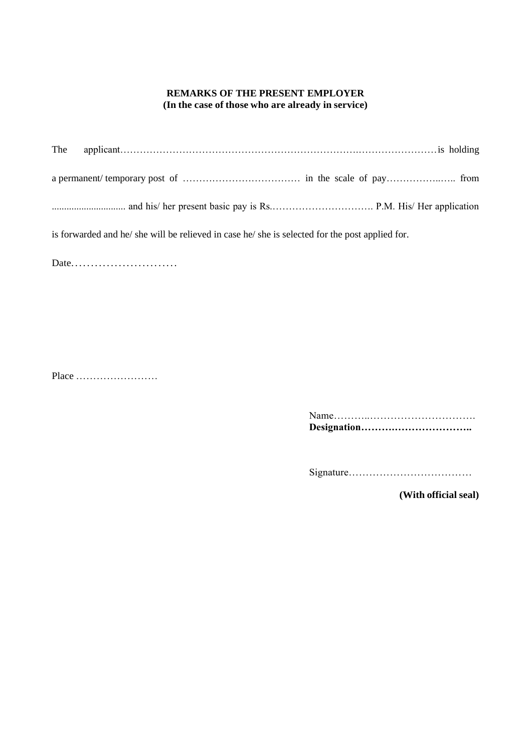**REMARKS OF THE PRESENT EMPLOYER**
**(In the case of those who are already in service)**

The applicant……………………………………………………………….……………………is holding a permanent/ temporary post of ……………………………… in the scale of pay……………..….. from .............................. and his/ her present basic pay is Rs.…………………………. P.M. His/ Her application is forwarded and he/ she will be relieved in case he/ she is selected for the post applied for.

Date………………………

Place ……………………

Name………..………………………….
**Designation…………………………..**

Signature………………………………

**(With official seal)**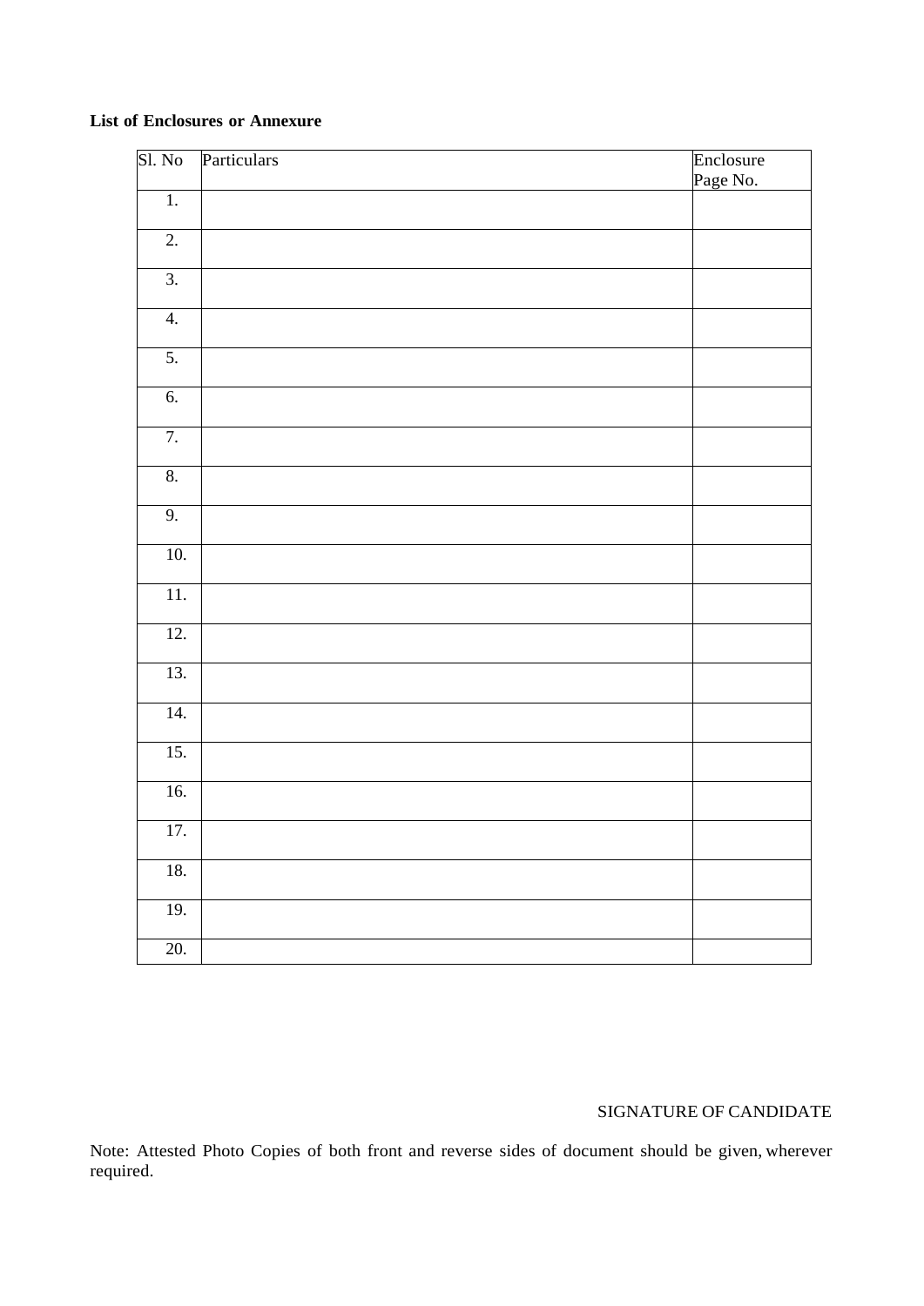**List of Enclosures or Annexure**

| Sl. No | Particulars | Enclosure Page No. |
|---|---|---|
| 1. | | |
| 2. | | |
| 3. | | |
| 4. | | |
| 5. | | |
| 6. | | |
| 7. | | |
| 8. | | |
| 9. | | |
| 10. | | |
| 11. | | |
| 12. | | |
| 13. | | |
| 14. | | |
| 15. | | |
| 16. | | |
| 17. | | |
| 18. | | |
| 19. | | |
| 20. | | |

SIGNATURE OF CANDIDATE

Note: Attested Photo Copies of both front and reverse sides of document should be given, wherever required.